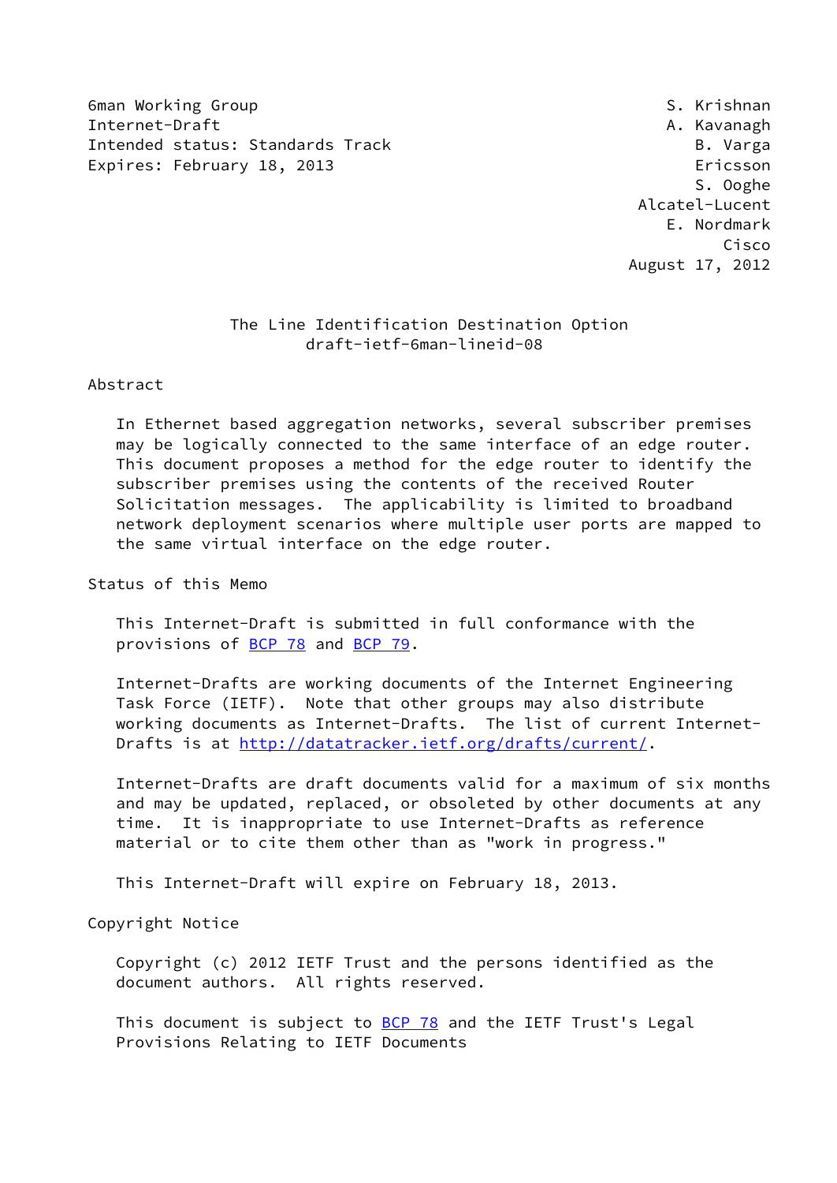6man Working Group S. Krishnan
Internet-Draft A. Kavanagh
Intended status: Standards Track B. Varga
Expires: February 18, 2013 Ericsson
S. Ooghe
Alcatel-Lucent
E. Nordmark
Cisco
August 17, 2012

# The Line Identification Destination Option
draft-ietf-6man-lineid-08

## Abstract

In Ethernet based aggregation networks, several subscriber premises may be logically connected to the same interface of an edge router. This document proposes a method for the edge router to identify the subscriber premises using the contents of the received Router Solicitation messages. The applicability is limited to broadband network deployment scenarios where multiple user ports are mapped to the same virtual interface on the edge router.

## Status of this Memo

This Internet-Draft is submitted in full conformance with the provisions of BCP 78 and BCP 79.

Internet-Drafts are working documents of the Internet Engineering Task Force (IETF). Note that other groups may also distribute working documents as Internet-Drafts. The list of current Internet-Drafts is at http://datatracker.ietf.org/drafts/current/.

Internet-Drafts are draft documents valid for a maximum of six months and may be updated, replaced, or obsoleted by other documents at any time. It is inappropriate to use Internet-Drafts as reference material or to cite them other than as "work in progress."

This Internet-Draft will expire on February 18, 2013.

## Copyright Notice

Copyright (c) 2012 IETF Trust and the persons identified as the document authors. All rights reserved.

This document is subject to BCP 78 and the IETF Trust's Legal Provisions Relating to IETF Documents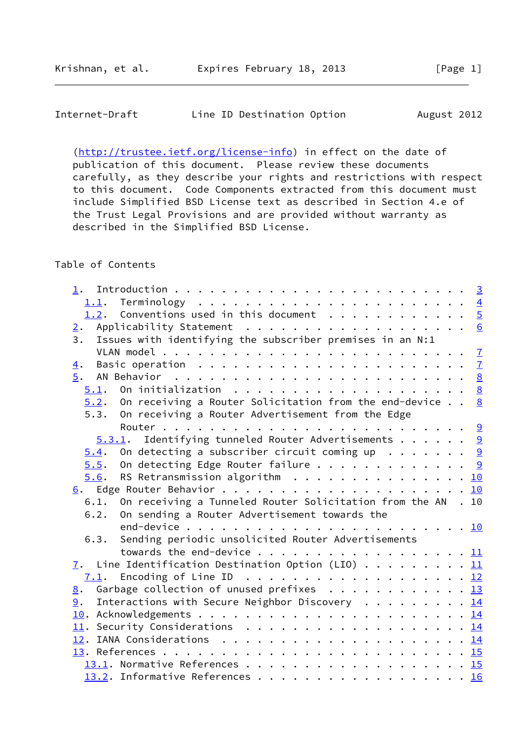(http://trustee.ietf.org/license-info) in effect on the date of publication of this document. Please review these documents carefully, as they describe your rights and restrictions with respect to this document. Code Components extracted from this document must include Simplified BSD License text as described in Section 4.e of the Trust Legal Provisions and are provided without warranty as described in the Simplified BSD License.

## Table of Contents

```
   1.  Introduction . . . . . . . . . . . . . . . . . . . . . . . .   3
     1.1.  Terminology  . . . . . . . . . . . . . . . . . . . . . .   4
     1.2.  Conventions used in this document  . . . . . . . . . . .   5
   2.  Applicability Statement  . . . . . . . . . . . . . . . . . .   6
   3.  Issues with identifying the subscriber premises in an N:1
       VLAN model . . . . . . . . . . . . . . . . . . . . . . . . .   7
   4.  Basic operation  . . . . . . . . . . . . . . . . . . . . . .   7
   5.  AN Behavior  . . . . . . . . . . . . . . . . . . . . . . . .   8
     5.1.  On initialization  . . . . . . . . . . . . . . . . . . .   8
     5.2.  On receiving a Router Solicitation from the end-device . .   8
     5.3.  On receiving a Router Advertisement from the Edge
           Router . . . . . . . . . . . . . . . . . . . . . . . . .   9
       5.3.1.  Identifying tuneled Router Advertisements . . . . . .   9
     5.4.  On detecting a subscriber circuit coming up  . . . . . .   9
     5.5.  On detecting Edge Router failure . . . . . . . . . . . .   9
     5.6.  RS Retransmission algorithm  . . . . . . . . . . . . . .  10
   6.  Edge Router Behavior . . . . . . . . . . . . . . . . . . . .  10
     6.1.  On receiving a Tunneled Router Solicitation from the AN  .  10
     6.2.  On sending a Router Advertisement towards the
           end-device . . . . . . . . . . . . . . . . . . . . . . .  10
     6.3.  Sending periodic unsolicited Router Advertisements
           towards the end-device . . . . . . . . . . . . . . . . .  11
   7.  Line Identification Destination Option (LIO) . . . . . . . .  11
     7.1.  Encoding of Line ID  . . . . . . . . . . . . . . . . . .  12
   8.  Garbage collection of unused prefixes  . . . . . . . . . . .  13
   9.  Interactions with Secure Neighbor Discovery  . . . . . . . .  14
   10. Acknowledgements . . . . . . . . . . . . . . . . . . . . . .  14
   11. Security Considerations  . . . . . . . . . . . . . . . . . .  14
   12. IANA Considerations  . . . . . . . . . . . . . . . . . . . .  14
   13. References . . . . . . . . . . . . . . . . . . . . . . . . .  15
     13.1. Normative References . . . . . . . . . . . . . . . . . .  15
     13.2. Informative References . . . . . . . . . . . . . . . . .  16
```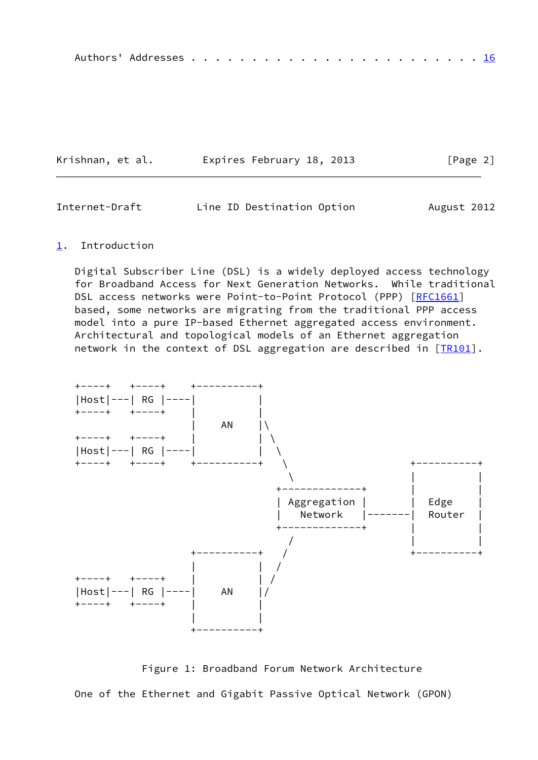Authors' Addresses . . . . . . . . . . . . . . . . . . . . . . . . 16

## 1. Introduction

Digital Subscriber Line (DSL) is a widely deployed access technology for Broadband Access for Next Generation Networks. While traditional DSL access networks were Point-to-Point Protocol (PPP) [RFC1661] based, some networks are migrating from the traditional PPP access model into a pure IP-based Ethernet aggregated access environment. Architectural and topological models of an Ethernet aggregation network in the context of DSL aggregation are described in [TR101].

```
+----+   +----+    +----------+
|Host|---| RG |----|          |
+----+   +----+    |          |
                   |    AN    |\
+----+   +----+    |          | \
|Host|---| RG |----|          |  \
+----+   +----+    +----------+   \               +----------+
                                   \              |          |
                              +-------------+     |          |
                              | Aggregation |     |   Edge   |
                              |   Network   |-------|  Router  |
                              +-------------+     |          |
                                   /              |          |
                   +----------+   /               +----------+
                   |          |  /
+----+   +----+    |          | /
|Host|---| RG |----|    AN    |/
+----+   +----+    |          |
                   |          |
                   +----------+
```

Figure 1: Broadband Forum Network Architecture

One of the Ethernet and Gigabit Passive Optical Network (GPON)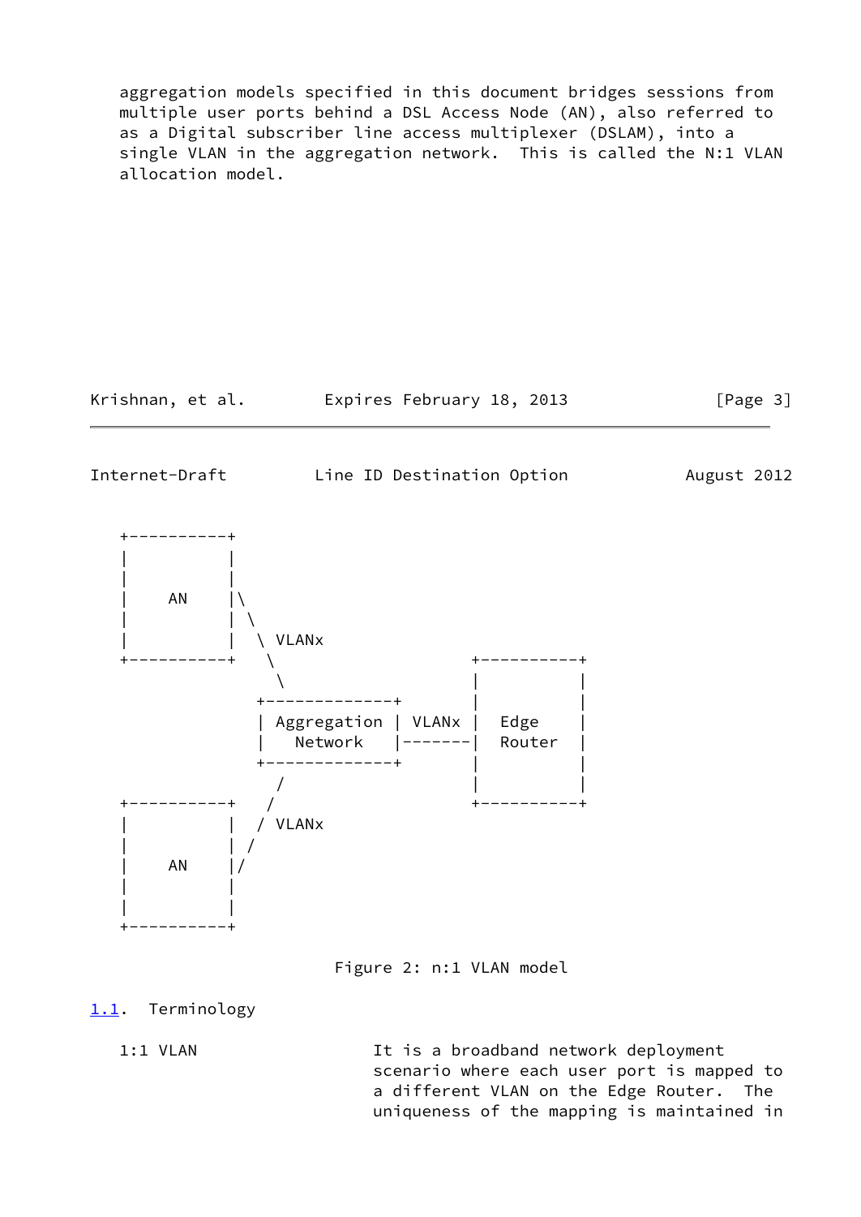aggregation models specified in this document bridges sessions from multiple user ports behind a DSL Access Node (AN), also referred to as a Digital subscriber line access multiplexer (DSLAM), into a single VLAN in the aggregation network. This is called the N:1 VLAN allocation model.

```
+----------+
|          |
|          |
|    AN    |\
|          | \
|          |  \ VLANx
+----------+   \             +----------+
                \            |          |
             +-------------+ |          |
             | Aggregation | VLANx |  Edge    |
             |   Network   |-------|  Router  |
             +-------------+ |          |
                /            |          |
+----------+   /             +----------+
|          |  / VLANx
|          | /
|    AN    |/
|          |
|          |
+----------+
```

Figure 2: n:1 VLAN model

## 1.1. Terminology

1:1 VLAN — It is a broadband network deployment scenario where each user port is mapped to a different VLAN on the Edge Router. The uniqueness of the mapping is maintained in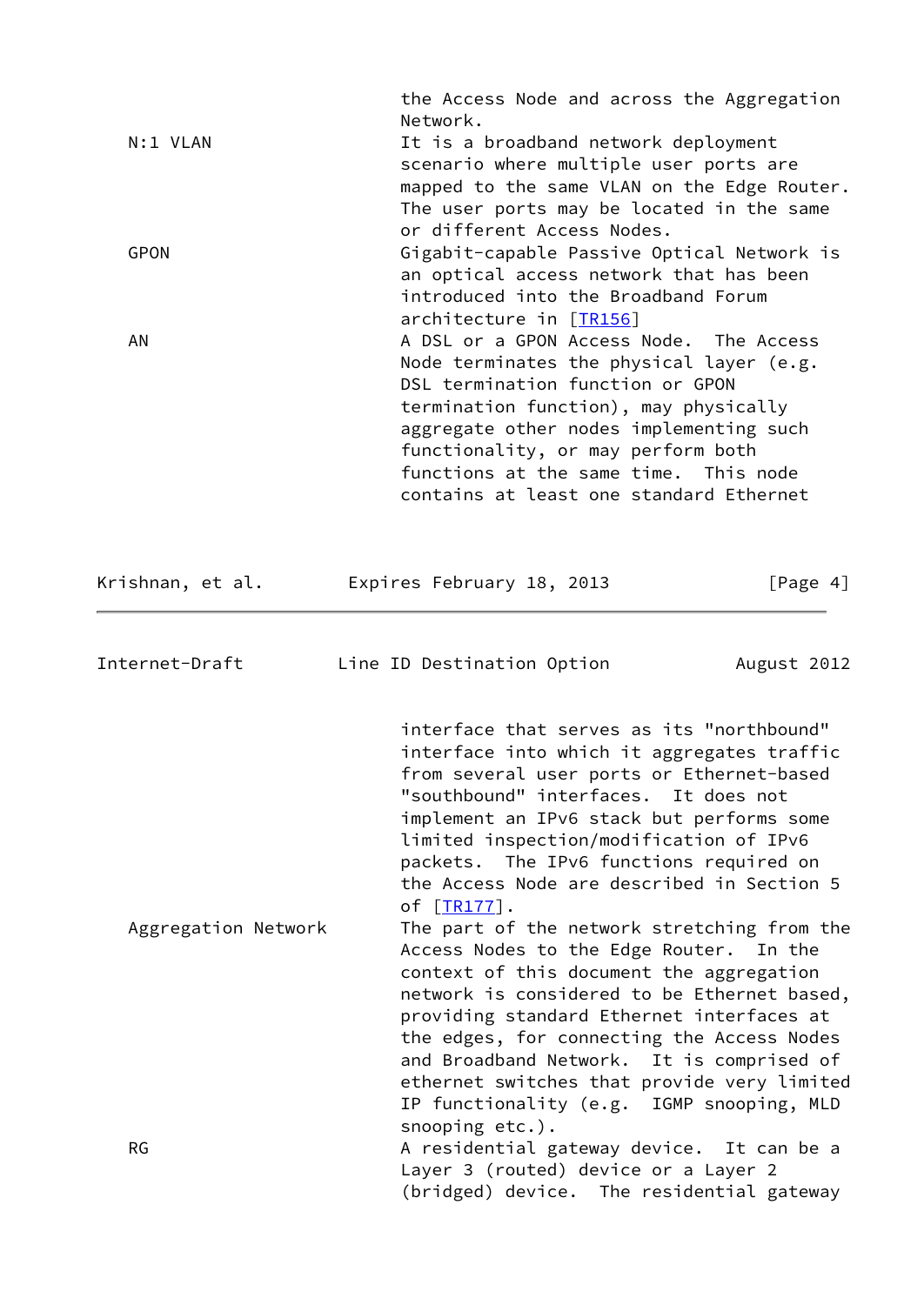the Access Node and across the Aggregation Network.

N:1 VLAN
: It is a broadband network deployment scenario where multiple user ports are mapped to the same VLAN on the Edge Router. The user ports may be located in the same or different Access Nodes.

GPON
: Gigabit-capable Passive Optical Network is an optical access network that has been introduced into the Broadband Forum architecture in [TR156]

AN
: A DSL or a GPON Access Node. The Access Node terminates the physical layer (e.g. DSL termination function or GPON termination function), may physically aggregate other nodes implementing such functionality, or may perform both functions at the same time. This node contains at least one standard Ethernet interface that serves as its "northbound" interface into which it aggregates traffic from several user ports or Ethernet-based "southbound" interfaces. It does not implement an IPv6 stack but performs some limited inspection/modification of IPv6 packets. The IPv6 functions required on the Access Node are described in Section 5 of [TR177].

Aggregation Network
: The part of the network stretching from the Access Nodes to the Edge Router. In the context of this document the aggregation network is considered to be Ethernet based, providing standard Ethernet interfaces at the edges, for connecting the Access Nodes and Broadband Network. It is comprised of ethernet switches that provide very limited IP functionality (e.g. IGMP snooping, MLD snooping etc.).

RG
: A residential gateway device. It can be a Layer 3 (routed) device or a Layer 2 (bridged) device. The residential gateway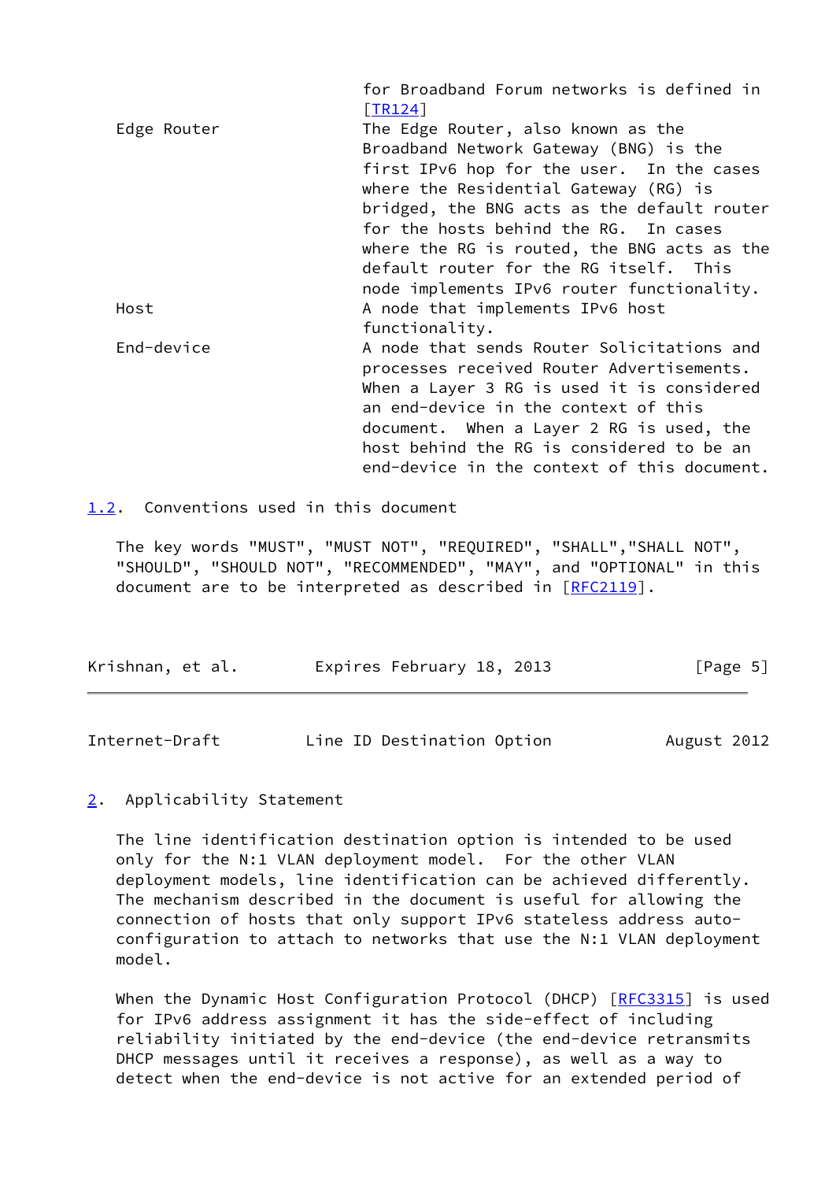for Broadband Forum networks is defined in [TR124]

Edge Router
: The Edge Router, also known as the Broadband Network Gateway (BNG) is the first IPv6 hop for the user. In the cases where the Residential Gateway (RG) is bridged, the BNG acts as the default router for the hosts behind the RG. In cases where the RG is routed, the BNG acts as the default router for the RG itself. This node implements IPv6 router functionality.

Host
: A node that implements IPv6 host functionality.

End-device
: A node that sends Router Solicitations and processes received Router Advertisements. When a Layer 3 RG is used it is considered an end-device in the context of this document. When a Layer 2 RG is used, the host behind the RG is considered to be an end-device in the context of this document.

### 1.2. Conventions used in this document

The key words "MUST", "MUST NOT", "REQUIRED", "SHALL","SHALL NOT", "SHOULD", "SHOULD NOT", "RECOMMENDED", "MAY", and "OPTIONAL" in this document are to be interpreted as described in [RFC2119].

## 2. Applicability Statement

The line identification destination option is intended to be used only for the N:1 VLAN deployment model. For the other VLAN deployment models, line identification can be achieved differently. The mechanism described in the document is useful for allowing the connection of hosts that only support IPv6 stateless address auto-configuration to attach to networks that use the N:1 VLAN deployment model.

When the Dynamic Host Configuration Protocol (DHCP) [RFC3315] is used for IPv6 address assignment it has the side-effect of including reliability initiated by the end-device (the end-device retransmits DHCP messages until it receives a response), as well as a way to detect when the end-device is not active for an extended period of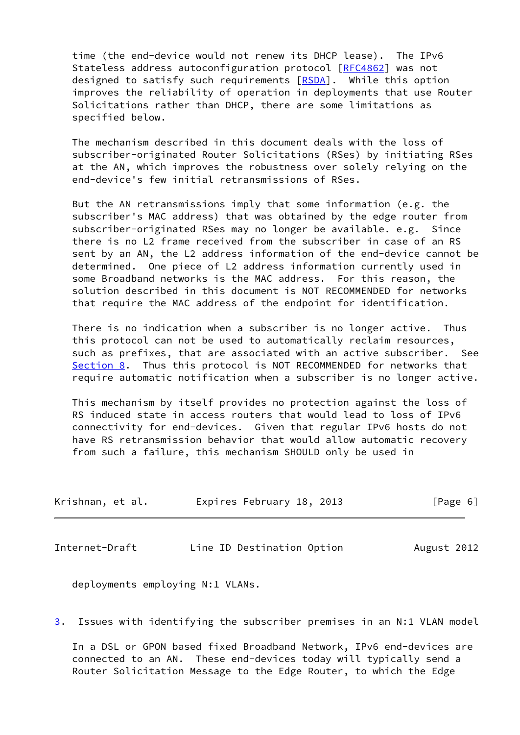time (the end-device would not renew its DHCP lease). The IPv6 Stateless address autoconfiguration protocol [RFC4862] was not designed to satisfy such requirements [RSDA]. While this option improves the reliability of operation in deployments that use Router Solicitations rather than DHCP, there are some limitations as specified below.

The mechanism described in this document deals with the loss of subscriber-originated Router Solicitations (RSes) by initiating RSes at the AN, which improves the robustness over solely relying on the end-device's few initial retransmissions of RSes.

But the AN retransmissions imply that some information (e.g. the subscriber's MAC address) that was obtained by the edge router from subscriber-originated RSes may no longer be available. e.g. Since there is no L2 frame received from the subscriber in case of an RS sent by an AN, the L2 address information of the end-device cannot be determined. One piece of L2 address information currently used in some Broadband networks is the MAC address. For this reason, the solution described in this document is NOT RECOMMENDED for networks that require the MAC address of the endpoint for identification.

There is no indication when a subscriber is no longer active. Thus this protocol can not be used to automatically reclaim resources, such as prefixes, that are associated with an active subscriber. See Section 8. Thus this protocol is NOT RECOMMENDED for networks that require automatic notification when a subscriber is no longer active.

This mechanism by itself provides no protection against the loss of RS induced state in access routers that would lead to loss of IPv6 connectivity for end-devices. Given that regular IPv6 hosts do not have RS retransmission behavior that would allow automatic recovery from such a failure, this mechanism SHOULD only be used in deployments employing N:1 VLANs.

## 3. Issues with identifying the subscriber premises in an N:1 VLAN model

In a DSL or GPON based fixed Broadband Network, IPv6 end-devices are connected to an AN. These end-devices today will typically send a Router Solicitation Message to the Edge Router, to which the Edge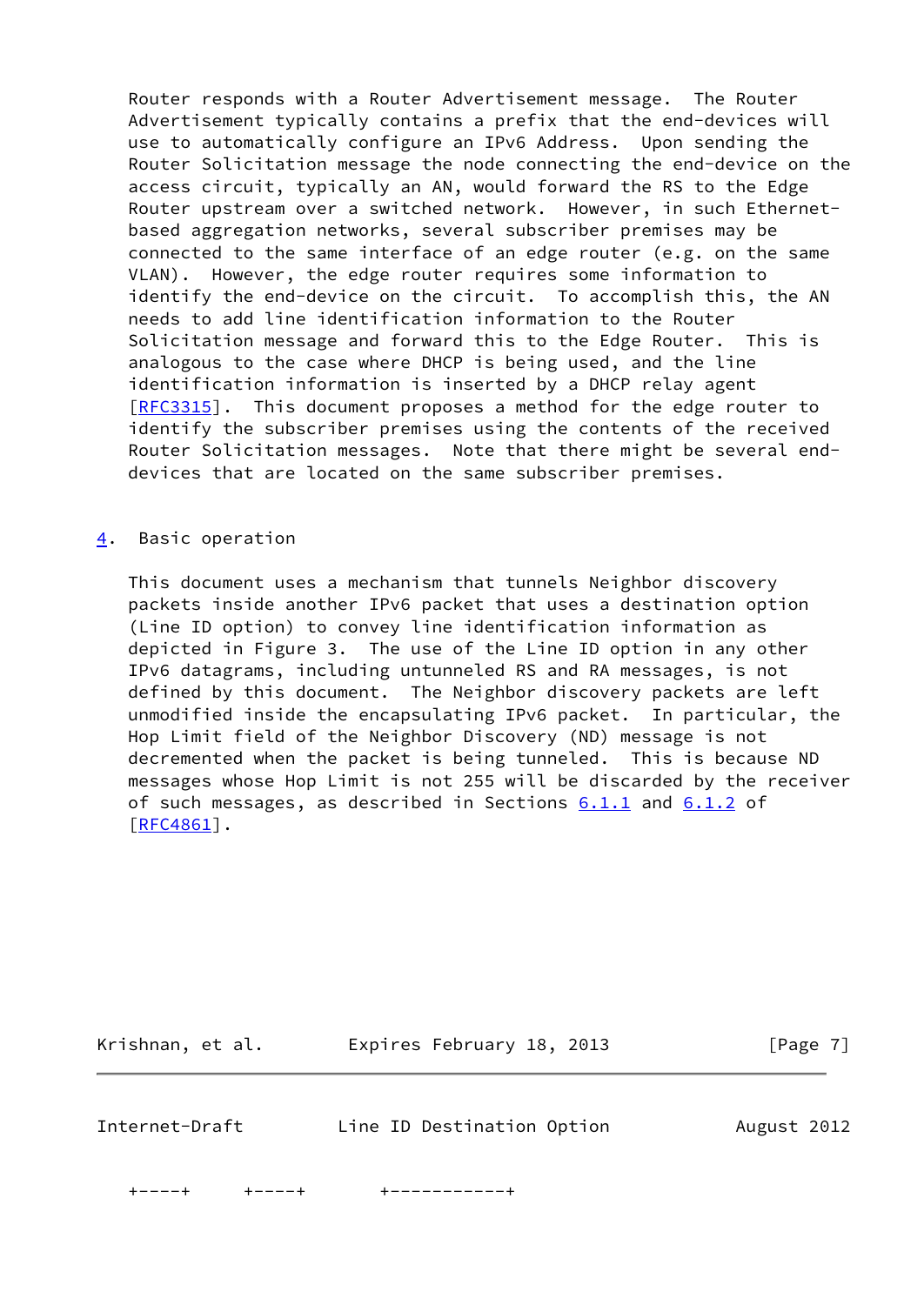Router responds with a Router Advertisement message. The Router Advertisement typically contains a prefix that the end-devices will use to automatically configure an IPv6 Address. Upon sending the Router Solicitation message the node connecting the end-device on the access circuit, typically an AN, would forward the RS to the Edge Router upstream over a switched network. However, in such Ethernet-based aggregation networks, several subscriber premises may be connected to the same interface of an edge router (e.g. on the same VLAN). However, the edge router requires some information to identify the end-device on the circuit. To accomplish this, the AN needs to add line identification information to the Router Solicitation message and forward this to the Edge Router. This is analogous to the case where DHCP is being used, and the line identification information is inserted by a DHCP relay agent [RFC3315]. This document proposes a method for the edge router to identify the subscriber premises using the contents of the received Router Solicitation messages. Note that there might be several end-devices that are located on the same subscriber premises.

## 4. Basic operation

This document uses a mechanism that tunnels Neighbor discovery packets inside another IPv6 packet that uses a destination option (Line ID option) to convey line identification information as depicted in Figure 3. The use of the Line ID option in any other IPv6 datagrams, including untunneled RS and RA messages, is not defined by this document. The Neighbor discovery packets are left unmodified inside the encapsulating IPv6 packet. In particular, the Hop Limit field of the Neighbor Discovery (ND) message is not decremented when the packet is being tunneled. This is because ND messages whose Hop Limit is not 255 will be discarded by the receiver of such messages, as described in Sections 6.1.1 and 6.1.2 of [RFC4861].

```
   +-----+     +-----+       +-----------+
```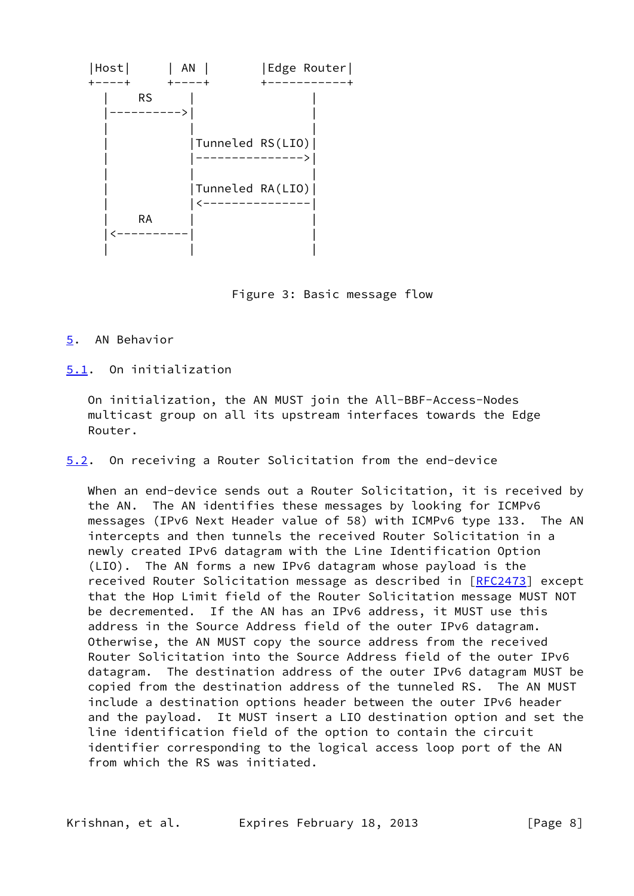```
|Host|      | AN |        |Edge Router|
+----+      +----+        +-----------+
  |     RS     |               |
  |----------->|               |
  |            |               |
  |            |Tunneled RS(LIO)|
  |            |--------------->|
  |            |               |
  |            |Tunneled RA(LIO)|
  |            |<---------------|
  |     RA     |               |
  |<-----------|               |
  |            |               |
```

Figure 3: Basic message flow

## 5. AN Behavior

### 5.1. On initialization

On initialization, the AN MUST join the All-BBF-Access-Nodes multicast group on all its upstream interfaces towards the Edge Router.

### 5.2. On receiving a Router Solicitation from the end-device

When an end-device sends out a Router Solicitation, it is received by the AN. The AN identifies these messages by looking for ICMPv6 messages (IPv6 Next Header value of 58) with ICMPv6 type 133. The AN intercepts and then tunnels the received Router Solicitation in a newly created IPv6 datagram with the Line Identification Option (LIO). The AN forms a new IPv6 datagram whose payload is the received Router Solicitation message as described in [RFC2473] except that the Hop Limit field of the Router Solicitation message MUST NOT be decremented. If the AN has an IPv6 address, it MUST use this address in the Source Address field of the outer IPv6 datagram. Otherwise, the AN MUST copy the source address from the received Router Solicitation into the Source Address field of the outer IPv6 datagram. The destination address of the outer IPv6 datagram MUST be copied from the destination address of the tunneled RS. The AN MUST include a destination options header between the outer IPv6 header and the payload. It MUST insert a LIO destination option and set the line identification field of the option to contain the circuit identifier corresponding to the logical access loop port of the AN from which the RS was initiated.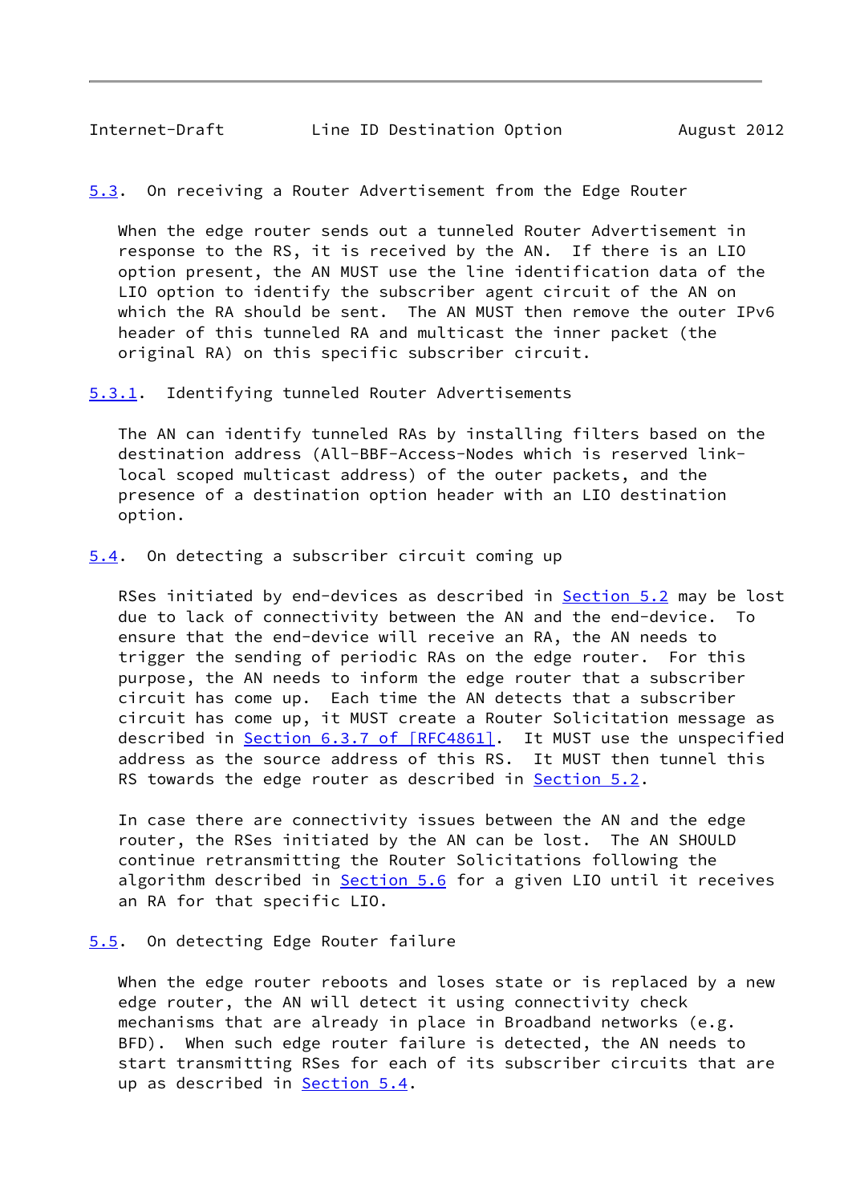### 5.3. On receiving a Router Advertisement from the Edge Router

When the edge router sends out a tunneled Router Advertisement in response to the RS, it is received by the AN. If there is an LIO option present, the AN MUST use the line identification data of the LIO option to identify the subscriber agent circuit of the AN on which the RA should be sent. The AN MUST then remove the outer IPv6 header of this tunneled RA and multicast the inner packet (the original RA) on this specific subscriber circuit.

#### 5.3.1. Identifying tunneled Router Advertisements

The AN can identify tunneled RAs by installing filters based on the destination address (All-BBF-Access-Nodes which is reserved link-local scoped multicast address) of the outer packets, and the presence of a destination option header with an LIO destination option.

### 5.4. On detecting a subscriber circuit coming up

RSes initiated by end-devices as described in Section 5.2 may be lost due to lack of connectivity between the AN and the end-device. To ensure that the end-device will receive an RA, the AN needs to trigger the sending of periodic RAs on the edge router. For this purpose, the AN needs to inform the edge router that a subscriber circuit has come up. Each time the AN detects that a subscriber circuit has come up, it MUST create a Router Solicitation message as described in Section 6.3.7 of [RFC4861]. It MUST use the unspecified address as the source address of this RS. It MUST then tunnel this RS towards the edge router as described in Section 5.2.

In case there are connectivity issues between the AN and the edge router, the RSes initiated by the AN can be lost. The AN SHOULD continue retransmitting the Router Solicitations following the algorithm described in Section 5.6 for a given LIO until it receives an RA for that specific LIO.

### 5.5. On detecting Edge Router failure

When the edge router reboots and loses state or is replaced by a new edge router, the AN will detect it using connectivity check mechanisms that are already in place in Broadband networks (e.g. BFD). When such edge router failure is detected, the AN needs to start transmitting RSes for each of its subscriber circuits that are up as described in Section 5.4.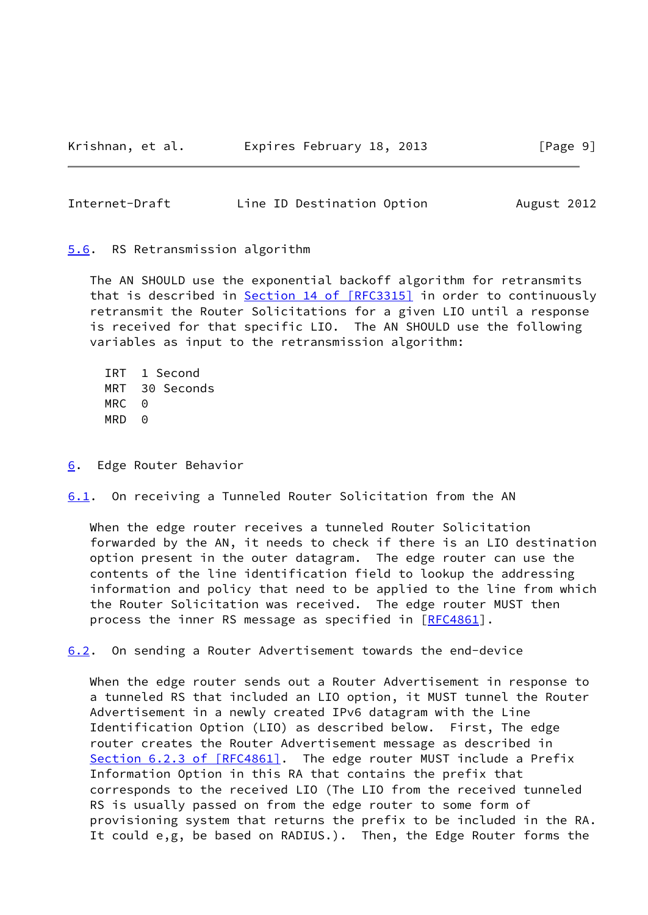### 5.6. RS Retransmission algorithm

The AN SHOULD use the exponential backoff algorithm for retransmits that is described in Section 14 of [RFC3315] in order to continuously retransmit the Router Solicitations for a given LIO until a response is received for that specific LIO. The AN SHOULD use the following variables as input to the retransmission algorithm:

```
IRT  1 Second
MRT  30 Seconds
MRC  0
MRD  0
```

## 6. Edge Router Behavior

### 6.1. On receiving a Tunneled Router Solicitation from the AN

When the edge router receives a tunneled Router Solicitation forwarded by the AN, it needs to check if there is an LIO destination option present in the outer datagram. The edge router can use the contents of the line identification field to lookup the addressing information and policy that need to be applied to the line from which the Router Solicitation was received. The edge router MUST then process the inner RS message as specified in [RFC4861].

### 6.2. On sending a Router Advertisement towards the end-device

When the edge router sends out a Router Advertisement in response to a tunneled RS that included an LIO option, it MUST tunnel the Router Advertisement in a newly created IPv6 datagram with the Line Identification Option (LIO) as described below. First, The edge router creates the Router Advertisement message as described in Section 6.2.3 of [RFC4861]. The edge router MUST include a Prefix Information Option in this RA that contains the prefix that corresponds to the received LIO (The LIO from the received tunneled RS is usually passed on from the edge router to some form of provisioning system that returns the prefix to be included in the RA. It could e,g, be based on RADIUS.). Then, the Edge Router forms the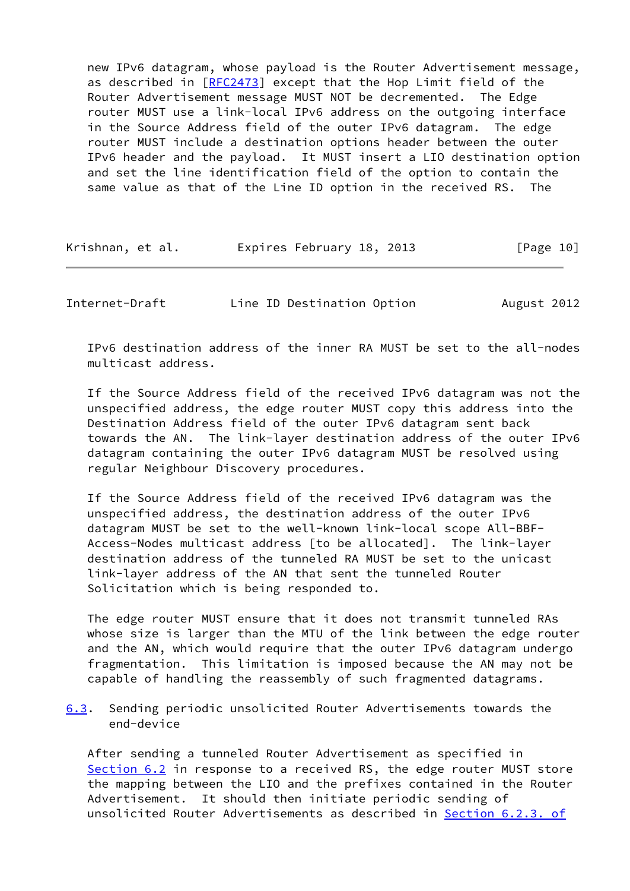new IPv6 datagram, whose payload is the Router Advertisement message, as described in [RFC2473] except that the Hop Limit field of the Router Advertisement message MUST NOT be decremented. The Edge router MUST use a link-local IPv6 address on the outgoing interface in the Source Address field of the outer IPv6 datagram. The edge router MUST include a destination options header between the outer IPv6 header and the payload. It MUST insert a LIO destination option and set the line identification field of the option to contain the same value as that of the Line ID option in the received RS. The IPv6 destination address of the inner RA MUST be set to the all-nodes multicast address.

If the Source Address field of the received IPv6 datagram was not the unspecified address, the edge router MUST copy this address into the Destination Address field of the outer IPv6 datagram sent back towards the AN. The link-layer destination address of the outer IPv6 datagram containing the outer IPv6 datagram MUST be resolved using regular Neighbour Discovery procedures.

If the Source Address field of the received IPv6 datagram was the unspecified address, the destination address of the outer IPv6 datagram MUST be set to the well-known link-local scope All-BBF-Access-Nodes multicast address [to be allocated]. The link-layer destination address of the tunneled RA MUST be set to the unicast link-layer address of the AN that sent the tunneled Router Solicitation which is being responded to.

The edge router MUST ensure that it does not transmit tunneled RAs whose size is larger than the MTU of the link between the edge router and the AN, which would require that the outer IPv6 datagram undergo fragmentation. This limitation is imposed because the AN may not be capable of handling the reassembly of such fragmented datagrams.

### 6.3. Sending periodic unsolicited Router Advertisements towards the end-device

After sending a tunneled Router Advertisement as specified in Section 6.2 in response to a received RS, the edge router MUST store the mapping between the LIO and the prefixes contained in the Router Advertisement. It should then initiate periodic sending of unsolicited Router Advertisements as described in Section 6.2.3. of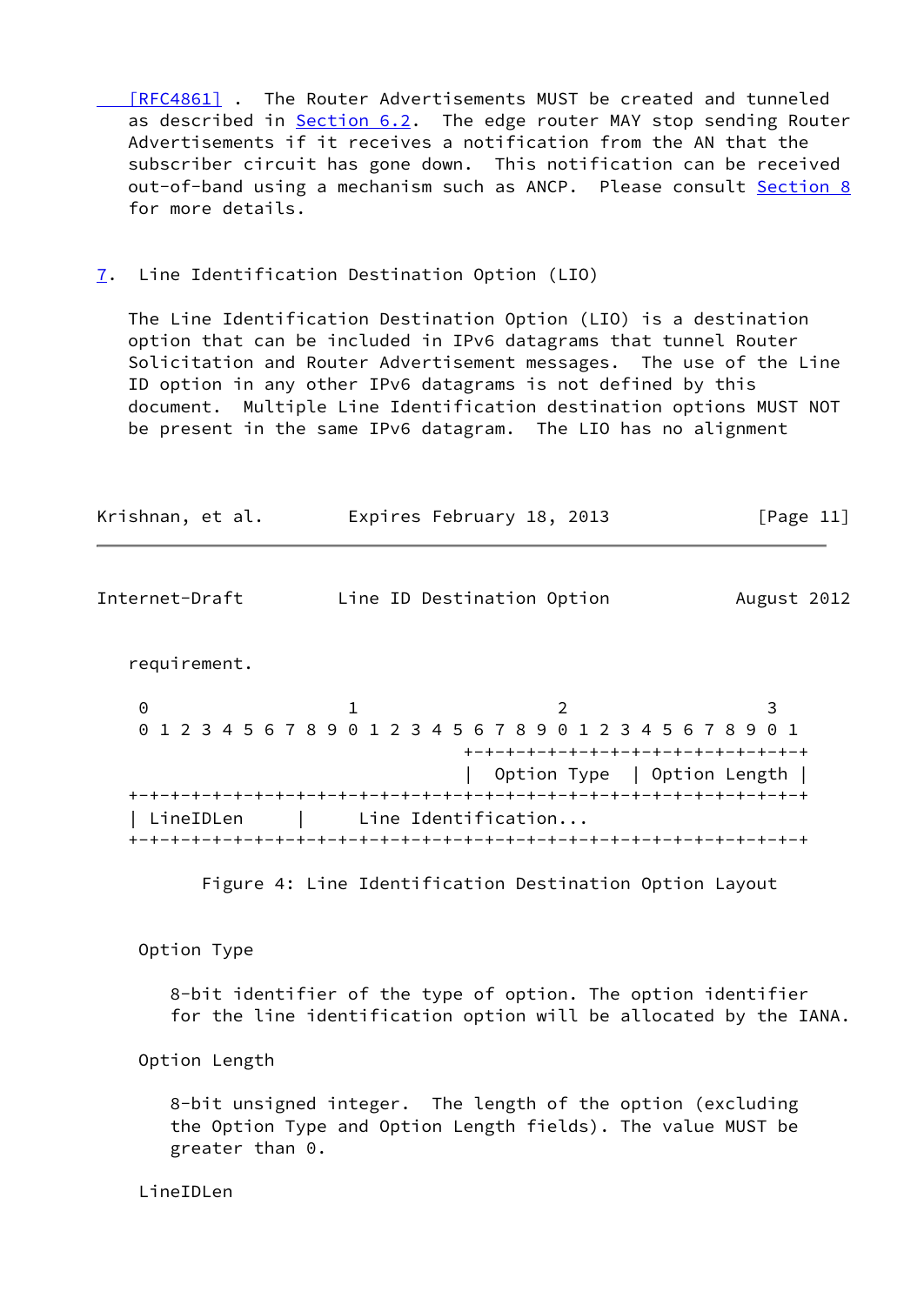[RFC4861] . The Router Advertisements MUST be created and tunneled as described in Section 6.2. The edge router MAY stop sending Router Advertisements if it receives a notification from the AN that the subscriber circuit has gone down. This notification can be received out-of-band using a mechanism such as ANCP. Please consult Section 8 for more details.

## 7. Line Identification Destination Option (LIO)

The Line Identification Destination Option (LIO) is a destination option that can be included in IPv6 datagrams that tunnel Router Solicitation and Router Advertisement messages. The use of the Line ID option in any other IPv6 datagrams is not defined by this document. Multiple Line Identification destination options MUST NOT be present in the same IPv6 datagram. The LIO has no alignment requirement.

```
 0                   1                   2                   3
 0 1 2 3 4 5 6 7 8 9 0 1 2 3 4 5 6 7 8 9 0 1 2 3 4 5 6 7 8 9 0 1
                                +-+-+-+-+-+-+-+-+-+-+-+-+-+-+-+-+
                                |  Option Type  | Option Length |
+-+-+-+-+-+-+-+-+-+-+-+-+-+-+-+-+-+-+-+-+-+-+-+-+-+-+-+-+-+-+-+-+
| LineIDLen     |     Line Identification...
+-+-+-+-+-+-+-+-+-+-+-+-+-+-+-+-+-+-+-+-+-+-+-+-+-+-+-+-+-+-+-+-+
```

Figure 4: Line Identification Destination Option Layout

Option Type

8-bit identifier of the type of option. The option identifier for the line identification option will be allocated by the IANA.

Option Length

8-bit unsigned integer. The length of the option (excluding the Option Type and Option Length fields). The value MUST be greater than 0.

LineIDLen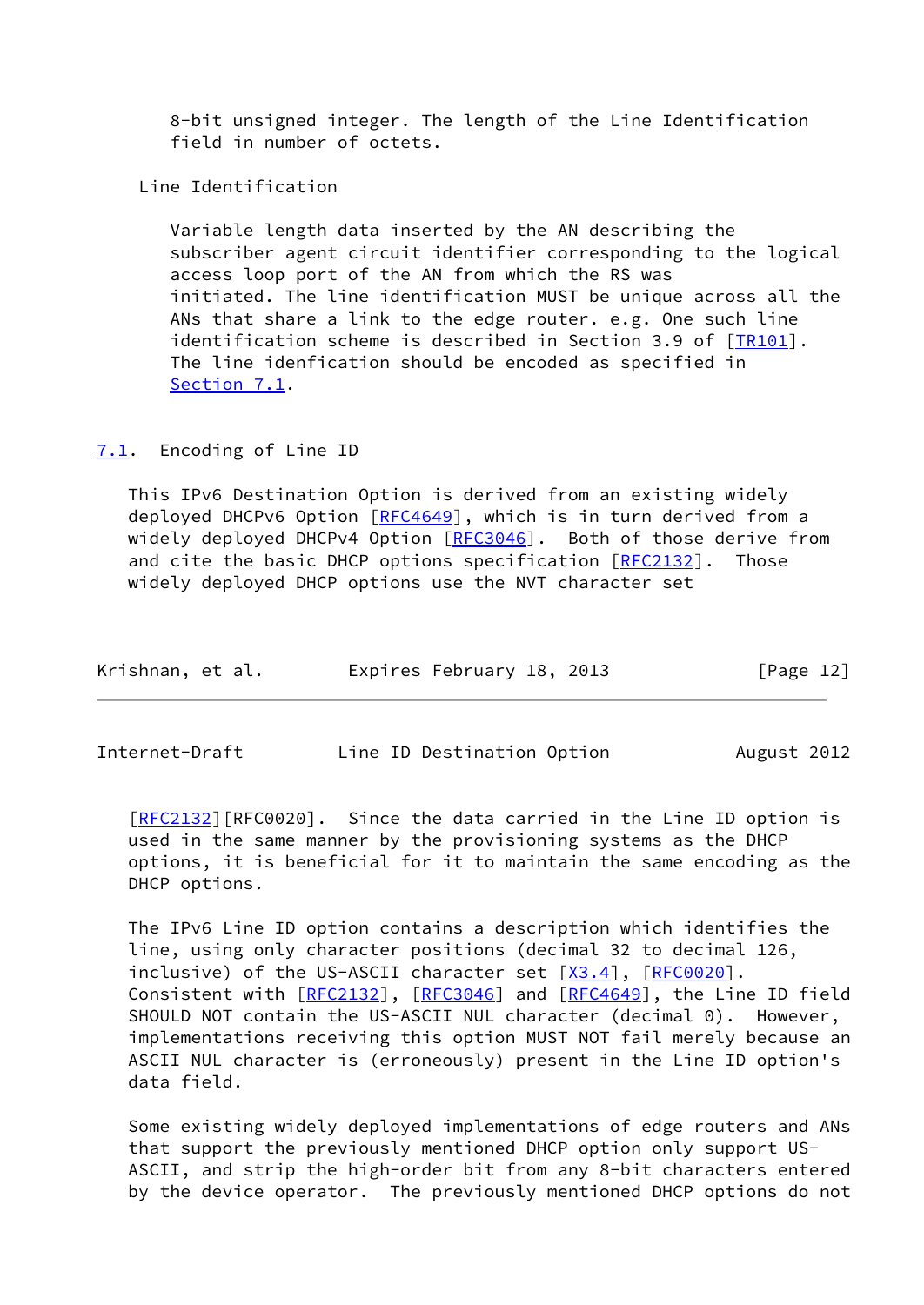8-bit unsigned integer. The length of the Line Identification field in number of octets.

Line Identification

Variable length data inserted by the AN describing the subscriber agent circuit identifier corresponding to the logical access loop port of the AN from which the RS was initiated. The line identification MUST be unique across all the ANs that share a link to the edge router. e.g. One such line identification scheme is described in Section 3.9 of [TR101]. The line idenfication should be encoded as specified in Section 7.1.

## 7.1. Encoding of Line ID

This IPv6 Destination Option is derived from an existing widely deployed DHCPv6 Option [RFC4649], which is in turn derived from a widely deployed DHCPv4 Option [RFC3046]. Both of those derive from and cite the basic DHCP options specification [RFC2132]. Those widely deployed DHCP options use the NVT character set [RFC2132][RFC0020]. Since the data carried in the Line ID option is used in the same manner by the provisioning systems as the DHCP options, it is beneficial for it to maintain the same encoding as the DHCP options.

The IPv6 Line ID option contains a description which identifies the line, using only character positions (decimal 32 to decimal 126, inclusive) of the US-ASCII character set [X3.4], [RFC0020]. Consistent with [RFC2132], [RFC3046] and [RFC4649], the Line ID field SHOULD NOT contain the US-ASCII NUL character (decimal 0). However, implementations receiving this option MUST NOT fail merely because an ASCII NUL character is (erroneously) present in the Line ID option's data field.

Some existing widely deployed implementations of edge routers and ANs that support the previously mentioned DHCP option only support US-ASCII, and strip the high-order bit from any 8-bit characters entered by the device operator. The previously mentioned DHCP options do not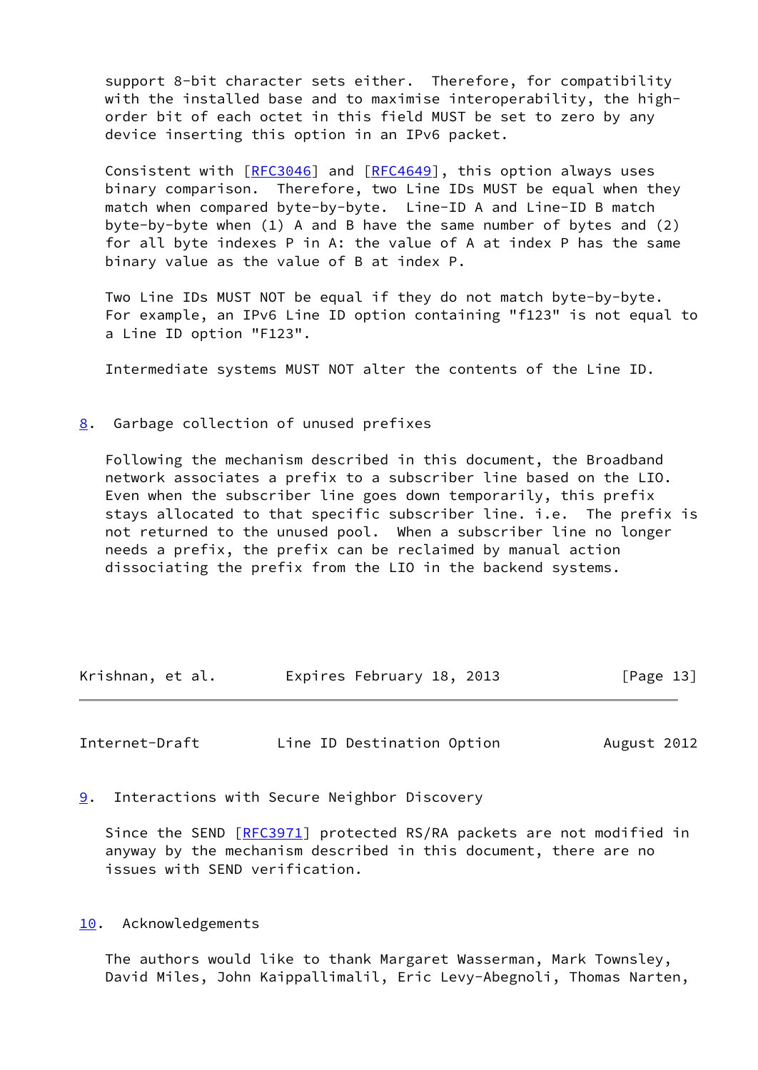support 8-bit character sets either. Therefore, for compatibility with the installed base and to maximise interoperability, the high-order bit of each octet in this field MUST be set to zero by any device inserting this option in an IPv6 packet.

Consistent with [RFC3046] and [RFC4649], this option always uses binary comparison. Therefore, two Line IDs MUST be equal when they match when compared byte-by-byte. Line-ID A and Line-ID B match byte-by-byte when (1) A and B have the same number of bytes and (2) for all byte indexes P in A: the value of A at index P has the same binary value as the value of B at index P.

Two Line IDs MUST NOT be equal if they do not match byte-by-byte. For example, an IPv6 Line ID option containing "f123" is not equal to a Line ID option "F123".

Intermediate systems MUST NOT alter the contents of the Line ID.

## 8. Garbage collection of unused prefixes

Following the mechanism described in this document, the Broadband network associates a prefix to a subscriber line based on the LIO. Even when the subscriber line goes down temporarily, this prefix stays allocated to that specific subscriber line. i.e. The prefix is not returned to the unused pool. When a subscriber line no longer needs a prefix, the prefix can be reclaimed by manual action dissociating the prefix from the LIO in the backend systems.

## 9. Interactions with Secure Neighbor Discovery

Since the SEND [RFC3971] protected RS/RA packets are not modified in anyway by the mechanism described in this document, there are no issues with SEND verification.

## 10. Acknowledgements

The authors would like to thank Margaret Wasserman, Mark Townsley, David Miles, John Kaippallimalil, Eric Levy-Abegnoli, Thomas Narten,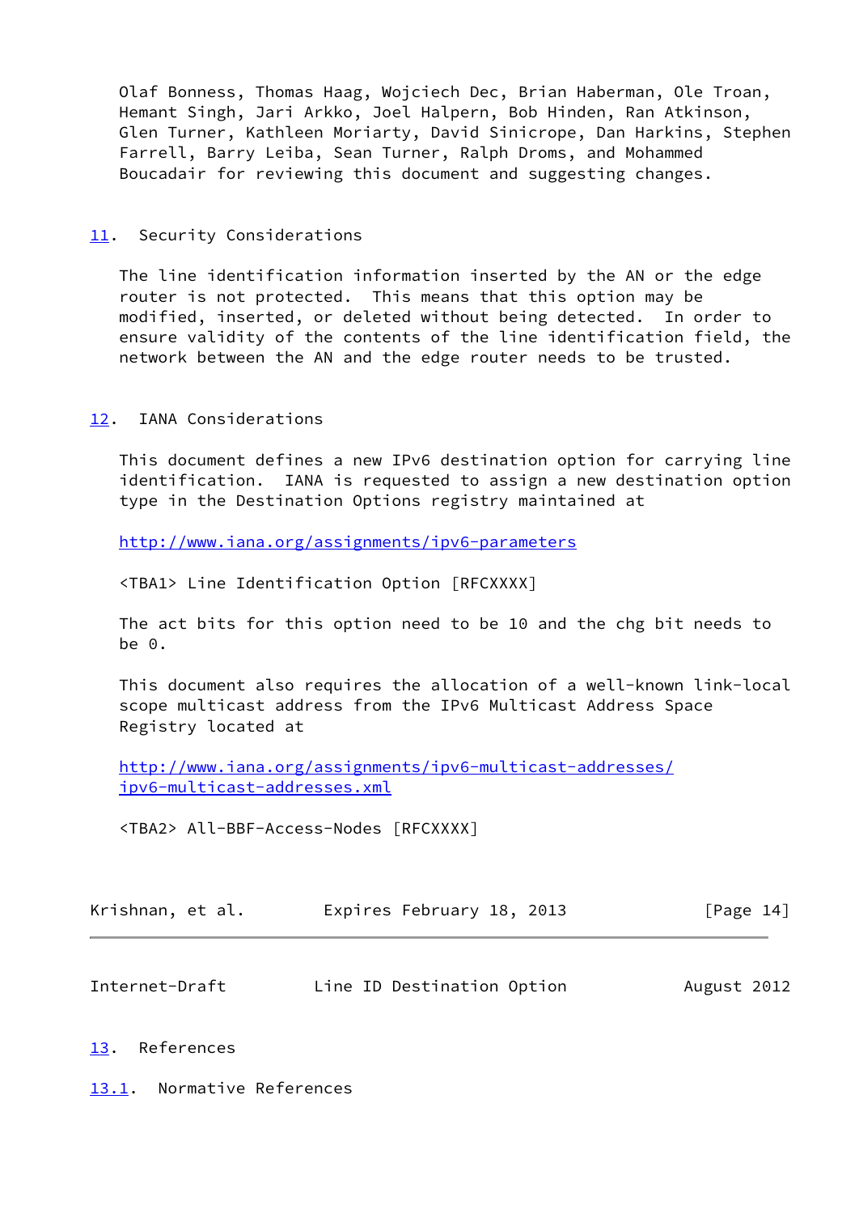Olaf Bonness, Thomas Haag, Wojciech Dec, Brian Haberman, Ole Troan, Hemant Singh, Jari Arkko, Joel Halpern, Bob Hinden, Ran Atkinson, Glen Turner, Kathleen Moriarty, David Sinicrope, Dan Harkins, Stephen Farrell, Barry Leiba, Sean Turner, Ralph Droms, and Mohammed Boucadair for reviewing this document and suggesting changes.

## 11. Security Considerations

The line identification information inserted by the AN or the edge router is not protected. This means that this option may be modified, inserted, or deleted without being detected. In order to ensure validity of the contents of the line identification field, the network between the AN and the edge router needs to be trusted.

## 12. IANA Considerations

This document defines a new IPv6 destination option for carrying line identification. IANA is requested to assign a new destination option type in the Destination Options registry maintained at

http://www.iana.org/assignments/ipv6-parameters

<TBA1> Line Identification Option [RFCXXXX]

The act bits for this option need to be 10 and the chg bit needs to be 0.

This document also requires the allocation of a well-known link-local scope multicast address from the IPv6 Multicast Address Space Registry located at

http://www.iana.org/assignments/ipv6-multicast-addresses/ipv6-multicast-addresses.xml

<TBA2> All-BBF-Access-Nodes [RFCXXXX]

## 13. References

### 13.1. Normative References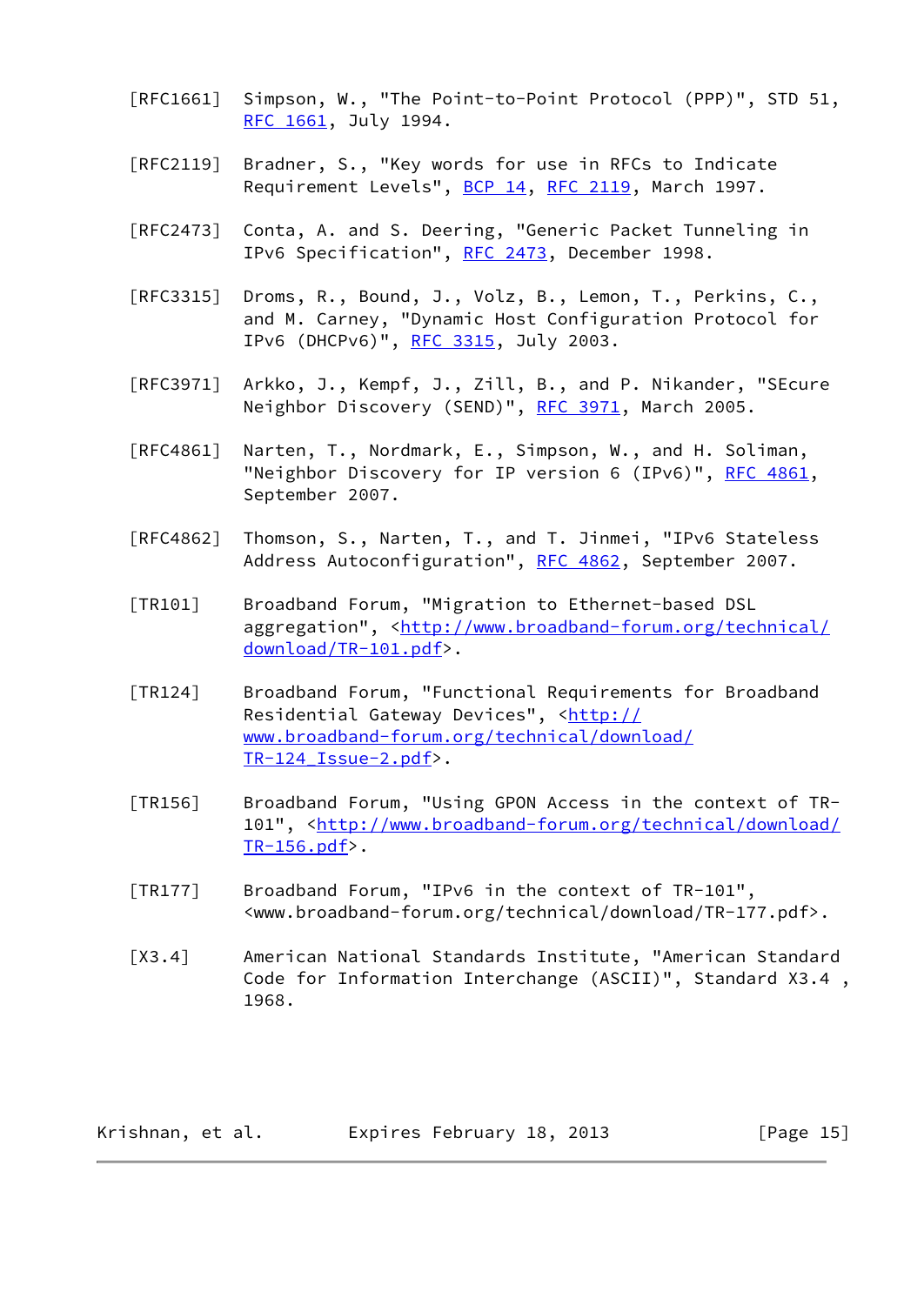[RFC1661] Simpson, W., "The Point-to-Point Protocol (PPP)", STD 51, RFC 1661, July 1994.

[RFC2119] Bradner, S., "Key words for use in RFCs to Indicate Requirement Levels", BCP 14, RFC 2119, March 1997.

[RFC2473] Conta, A. and S. Deering, "Generic Packet Tunneling in IPv6 Specification", RFC 2473, December 1998.

[RFC3315] Droms, R., Bound, J., Volz, B., Lemon, T., Perkins, C., and M. Carney, "Dynamic Host Configuration Protocol for IPv6 (DHCPv6)", RFC 3315, July 2003.

[RFC3971] Arkko, J., Kempf, J., Zill, B., and P. Nikander, "SEcure Neighbor Discovery (SEND)", RFC 3971, March 2005.

[RFC4861] Narten, T., Nordmark, E., Simpson, W., and H. Soliman, "Neighbor Discovery for IP version 6 (IPv6)", RFC 4861, September 2007.

[RFC4862] Thomson, S., Narten, T., and T. Jinmei, "IPv6 Stateless Address Autoconfiguration", RFC 4862, September 2007.

[TR101] Broadband Forum, "Migration to Ethernet-based DSL aggregation", <http://www.broadband-forum.org/technical/download/TR-101.pdf>.

[TR124] Broadband Forum, "Functional Requirements for Broadband Residential Gateway Devices", <http://www.broadband-forum.org/technical/download/TR-124_Issue-2.pdf>.

[TR156] Broadband Forum, "Using GPON Access in the context of TR-101", <http://www.broadband-forum.org/technical/download/TR-156.pdf>.

[TR177] Broadband Forum, "IPv6 in the context of TR-101", <www.broadband-forum.org/technical/download/TR-177.pdf>.

[X3.4] American National Standards Institute, "American Standard Code for Information Interchange (ASCII)", Standard X3.4 , 1968.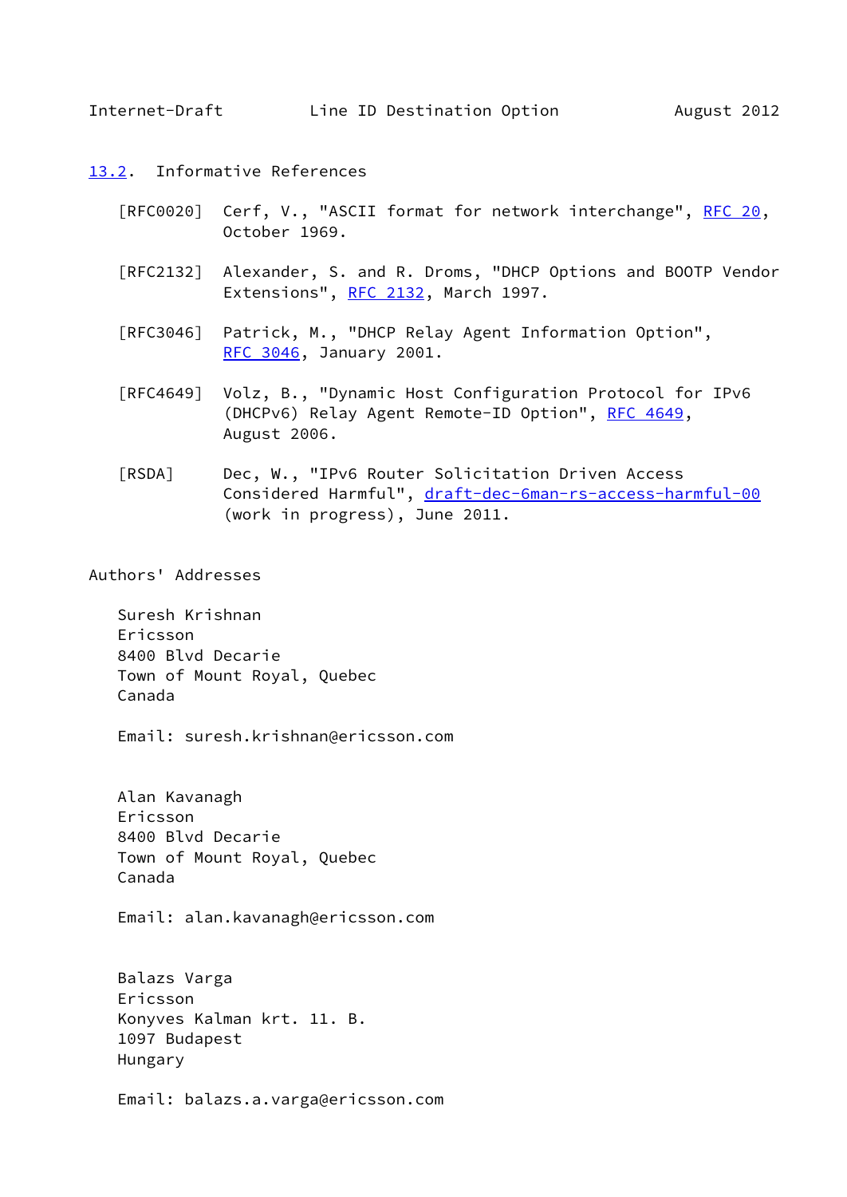## 13.2. Informative References

[RFC0020] Cerf, V., "ASCII format for network interchange", RFC 20, October 1969.

[RFC2132] Alexander, S. and R. Droms, "DHCP Options and BOOTP Vendor Extensions", RFC 2132, March 1997.

[RFC3046] Patrick, M., "DHCP Relay Agent Information Option", RFC 3046, January 2001.

[RFC4649] Volz, B., "Dynamic Host Configuration Protocol for IPv6 (DHCPv6) Relay Agent Remote-ID Option", RFC 4649, August 2006.

[RSDA] Dec, W., "IPv6 Router Solicitation Driven Access Considered Harmful", draft-dec-6man-rs-access-harmful-00 (work in progress), June 2011.

## Authors' Addresses

Suresh Krishnan
Ericsson
8400 Blvd Decarie
Town of Mount Royal, Quebec
Canada

Email: suresh.krishnan@ericsson.com

Alan Kavanagh
Ericsson
8400 Blvd Decarie
Town of Mount Royal, Quebec
Canada

Email: alan.kavanagh@ericsson.com

Balazs Varga
Ericsson
Konyves Kalman krt. 11. B.
1097 Budapest
Hungary

Email: balazs.a.varga@ericsson.com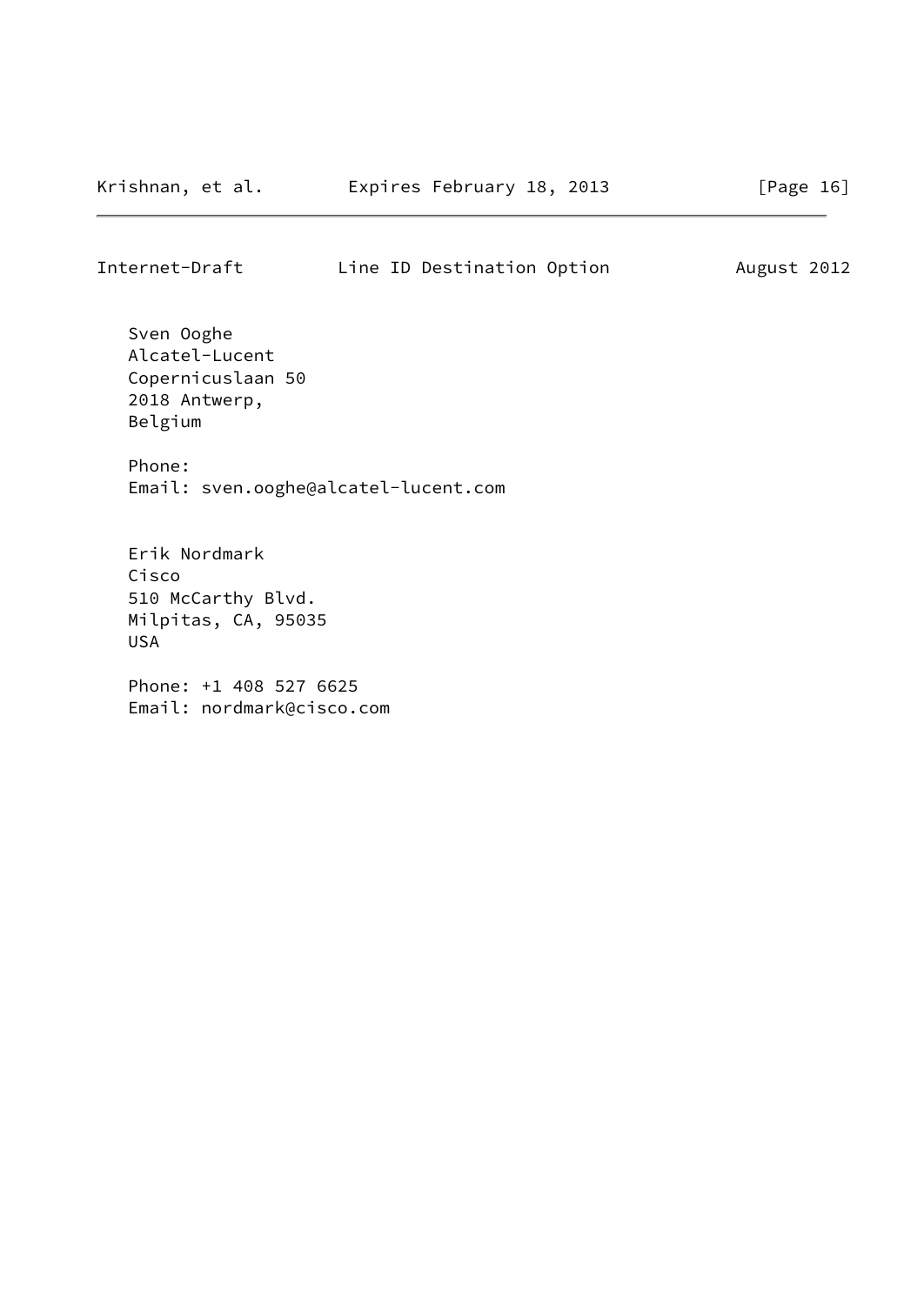Sven Ooghe
Alcatel-Lucent
Copernicuslaan 50
2018 Antwerp,
Belgium

Phone:
Email: sven.ooghe@alcatel-lucent.com

Erik Nordmark
Cisco
510 McCarthy Blvd.
Milpitas, CA, 95035
USA

Phone: +1 408 527 6625
Email: nordmark@cisco.com